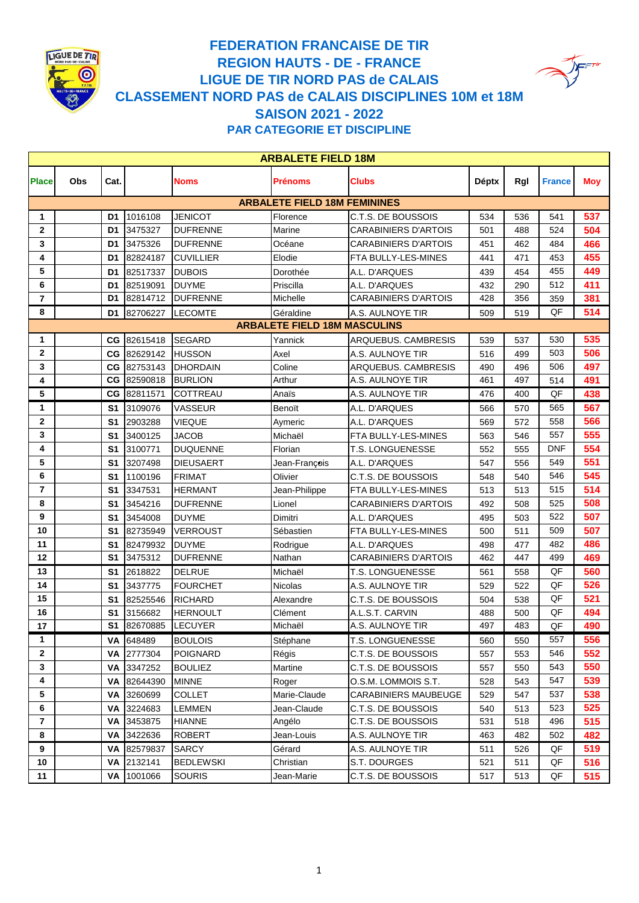# FEDERATION FRANCAISE DE TIR
# REGION HAUTS - DE - FRANCE
# LIGUE DE TIR NORD PAS de CALAIS
# CLASSEMENT NORD PAS de CALAIS DISCIPLINES 10M et 18M
# SAISON 2021 - 2022
## PAR CATEGORIE ET DISCIPLINE

| ARBALETE FIELD 18M | | | | | | | | | | |
|---|---|---|---|---|---|---|---|---|---|---|
| **Place** | **Obs** | **Cat.** | | **Noms** | **Prénoms** | **Clubs** | **Déptx** | **Rgl** | **France** | **Moy** |
| **ARBALETE FIELD 18M FEMININES** | | | | | | | | | | |
| 1 | | D1 | 1016108 | JENICOT | Florence | C.T.S. DE BOUSSOIS | 534 | 536 | 541 | 537 |
| 2 | | D1 | 3475327 | DUFRENNE | Marine | CARABINIERS D'ARTOIS | 501 | 488 | 524 | 504 |
| 3 | | D1 | 3475326 | DUFRENNE | Océane | CARABINIERS D'ARTOIS | 451 | 462 | 484 | 466 |
| 4 | | D1 | 82824187 | CUVILLIER | Elodie | FTA BULLY-LES-MINES | 441 | 471 | 453 | 455 |
| 5 | | D1 | 82517337 | DUBOIS | Dorothée | A.L. D'ARQUES | 439 | 454 | 455 | 449 |
| 6 | | D1 | 82519091 | DUYME | Priscilla | A.L. D'ARQUES | 432 | 290 | 512 | 411 |
| 7 | | D1 | 82814712 | DUFRENNE | Michelle | CARABINIERS D'ARTOIS | 428 | 356 | 359 | 381 |
| 8 | | D1 | 82706227 | LECOMTE | Géraldine | A.S. AULNOYE TIR | 509 | 519 | QF | 514 |
| **ARBALETE FIELD 18M MASCULINS** | | | | | | | | | | |
| 1 | | CG | 82615418 | SEGARD | Yannick | ARQUEBUS. CAMBRESIS | 539 | 537 | 530 | 535 |
| 2 | | CG | 82629142 | HUSSON | Axel | A.S. AULNOYE TIR | 516 | 499 | 503 | 506 |
| 3 | | CG | 82753143 | DHORDAIN | Coline | ARQUEBUS. CAMBRESIS | 490 | 496 | 506 | 497 |
| 4 | | CG | 82590818 | BURLION | Arthur | A.S. AULNOYE TIR | 461 | 497 | 514 | 491 |
| 5 | | CG | 82811571 | COTTREAU | Anaïs | A.S. AULNOYE TIR | 476 | 400 | QF | 438 |
| 1 | | S1 | 3109076 | VASSEUR | Benoït | A.L. D'ARQUES | 566 | 570 | 565 | 567 |
| 2 | | S1 | 2903288 | VIEQUE | Aymeric | A.L. D'ARQUES | 569 | 572 | 558 | 566 |
| 3 | | S1 | 3400125 | JACOB | Michaël | FTA BULLY-LES-MINES | 563 | 546 | 557 | 555 |
| 4 | | S1 | 3100771 | DUQUENNE | Florian | T.S. LONGUENESSE | 552 | 555 | DNF | 554 |
| 5 | | S1 | 3207498 | DIEUSAERT | Jean-François | A.L. D'ARQUES | 547 | 556 | 549 | 551 |
| 6 | | S1 | 1100196 | FRIMAT | Olivier | C.T.S. DE BOUSSOIS | 548 | 540 | 546 | 545 |
| 7 | | S1 | 3347531 | HERMANT | Jean-Philippe | FTA BULLY-LES-MINES | 513 | 513 | 515 | 514 |
| 8 | | S1 | 3454216 | DUFRENNE | Lionel | CARABINIERS D'ARTOIS | 492 | 508 | 525 | 508 |
| 9 | | S1 | 3454008 | DUYME | Dimitri | A.L. D'ARQUES | 495 | 503 | 522 | 507 |
| 10 | | S1 | 82735949 | VERROUST | Sébastien | FTA BULLY-LES-MINES | 500 | 511 | 509 | 507 |
| 11 | | S1 | 82479932 | DUYME | Rodrigue | A.L. D'ARQUES | 498 | 477 | 482 | 486 |
| 12 | | S1 | 3475312 | DUFRENNE | Nathan | CARABINIERS D'ARTOIS | 462 | 447 | 499 | 469 |
| 13 | | S1 | 2618822 | DELRUE | Michaël | T.S. LONGUENESSE | 561 | 558 | QF | 560 |
| 14 | | S1 | 3437775 | FOURCHET | Nicolas | A.S. AULNOYE TIR | 529 | 522 | QF | 526 |
| 15 | | S1 | 82525546 | RICHARD | Alexandre | C.T.S. DE BOUSSOIS | 504 | 538 | QF | 521 |
| 16 | | S1 | 3156682 | HERNOULT | Clément | A.L.S.T. CARVIN | 488 | 500 | QF | 494 |
| 17 | | S1 | 82670885 | LECUYER | Michaël | A.S. AULNOYE TIR | 497 | 483 | QF | 490 |
| 1 | | VA | 648489 | BOULOIS | Stéphane | T.S. LONGUENESSE | 560 | 550 | 557 | 556 |
| 2 | | VA | 2777304 | POIGNARD | Régis | C.T.S. DE BOUSSOIS | 557 | 553 | 546 | 552 |
| 3 | | VA | 3347252 | BOULIEZ | Martine | C.T.S. DE BOUSSOIS | 557 | 550 | 543 | 550 |
| 4 | | VA | 82644390 | MINNE | Roger | O.S.M. LOMMOIS S.T. | 528 | 543 | 547 | 539 |
| 5 | | VA | 3260699 | COLLET | Marie-Claude | CARABINIERS MAUBEUGE | 529 | 547 | 537 | 538 |
| 6 | | VA | 3224683 | LEMMEN | Jean-Claude | C.T.S. DE BOUSSOIS | 540 | 513 | 523 | 525 |
| 7 | | VA | 3453875 | HIANNE | Angélo | C.T.S. DE BOUSSOIS | 531 | 518 | 496 | 515 |
| 8 | | VA | 3422636 | ROBERT | Jean-Louis | A.S. AULNOYE TIR | 463 | 482 | 502 | 482 |
| 9 | | VA | 82579837 | SARCY | Gérard | A.S. AULNOYE TIR | 511 | 526 | QF | 519 |
| 10 | | VA | 2132141 | BEDLEWSKI | Christian | S.T. DOURGES | 521 | 511 | QF | 516 |
| 11 | | VA | 1001066 | SOURIS | Jean-Marie | C.T.S. DE BOUSSOIS | 517 | 513 | QF | 515 |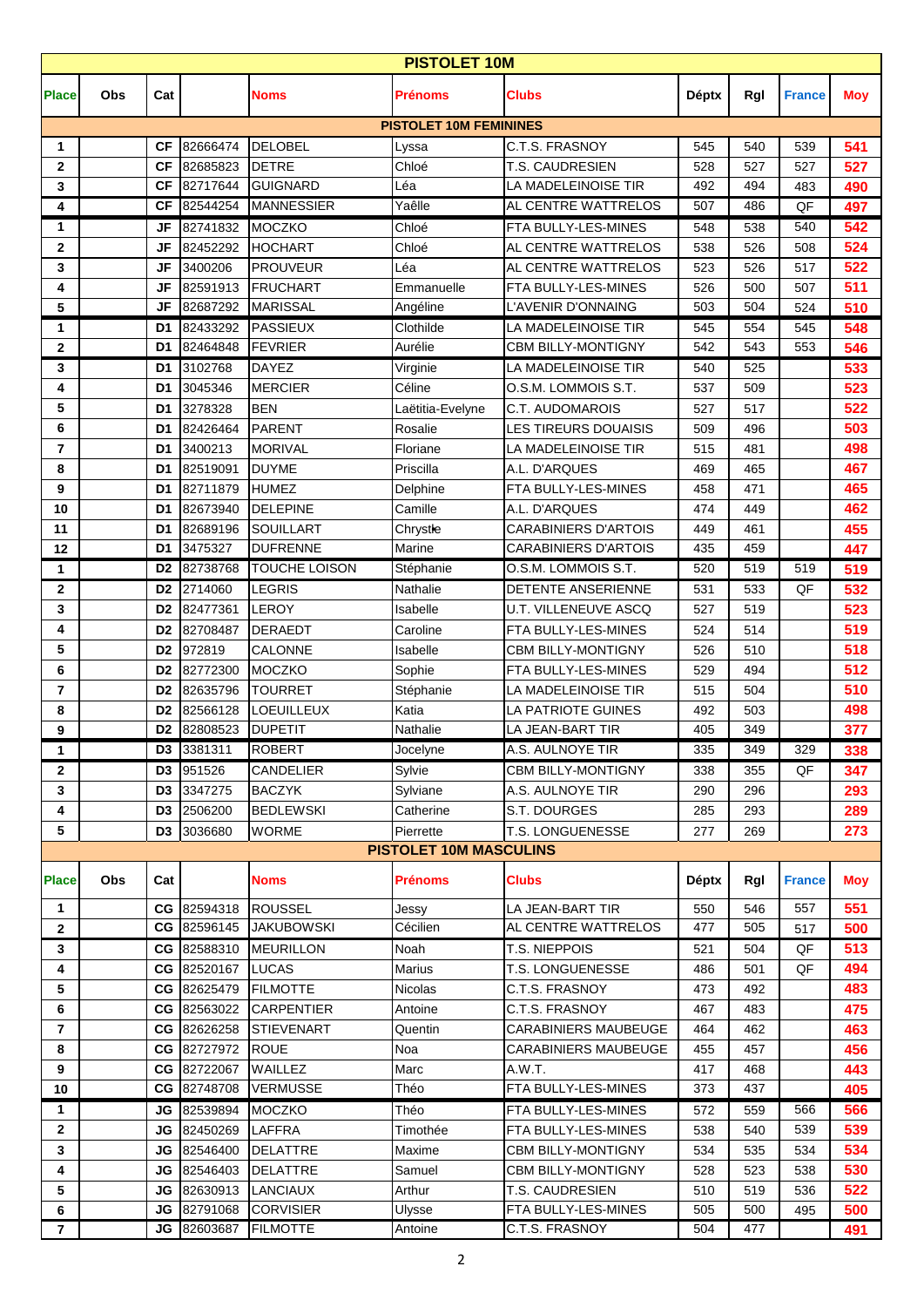# PISTOLET 10M

| Place | Obs | Cat | | Noms | Prénoms | Clubs | Déptx | Rgl | France | Moy |
|---|---|---|---|---|---|---|---|---|---|---|
| **PISTOLET 10M FEMININES** | | | | | | | | | | |
| 1 | | CF | 82666474 | DELOBEL | Lyssa | C.T.S. FRASNOY | 545 | 540 | 539 | 541 |
| 2 | | CF | 82685823 | DETRE | Chloé | T.S. CAUDRESIEN | 528 | 527 | 527 | 527 |
| 3 | | CF | 82717644 | GUIGNARD | Léa | LA MADELEINOISE TIR | 492 | 494 | 483 | 490 |
| 4 | | CF | 82544254 | MANNESSIER | Yaëlle | AL CENTRE WATTRELOS | 507 | 486 | QF | 497 |
| 1 | | JF | 82741832 | MOCZKO | Chloé | FTA BULLY-LES-MINES | 548 | 538 | 540 | 542 |
| 2 | | JF | 82452292 | HOCHART | Chloé | AL CENTRE WATTRELOS | 538 | 526 | 508 | 524 |
| 3 | | JF | 3400206 | PROUVEUR | Léa | AL CENTRE WATTRELOS | 523 | 526 | 517 | 522 |
| 4 | | JF | 82591913 | FRUCHART | Emmanuelle | FTA BULLY-LES-MINES | 526 | 500 | 507 | 511 |
| 5 | | JF | 82687292 | MARISSAL | Angéline | L'AVENIR D'ONNAING | 503 | 504 | 524 | 510 |
| 1 | | D1 | 82433292 | PASSIEUX | Clothilde | LA MADELEINOISE TIR | 545 | 554 | 545 | 548 |
| 2 | | D1 | 82464848 | FEVRIER | Aurélie | CBM BILLY-MONTIGNY | 542 | 543 | 553 | 546 |
| 3 | | D1 | 3102768 | DAYEZ | Virginie | LA MADELEINOISE TIR | 540 | 525 | | 533 |
| 4 | | D1 | 3045346 | MERCIER | Céline | O.S.M. LOMMOIS S.T. | 537 | 509 | | 523 |
| 5 | | D1 | 3278328 | BEN | Laëtitia-Evelyne | C.T. AUDOMAROIS | 527 | 517 | | 522 |
| 6 | | D1 | 82426464 | PARENT | Rosalie | LES TIREURS DOUAISIS | 509 | 496 | | 503 |
| 7 | | D1 | 3400213 | MORIVAL | Floriane | LA MADELEINOISE TIR | 515 | 481 | | 498 |
| 8 | | D1 | 82519091 | DUYME | Priscilla | A.L. D'ARQUES | 469 | 465 | | 467 |
| 9 | | D1 | 82711879 | HUMEZ | Delphine | FTA BULLY-LES-MINES | 458 | 471 | | 465 |
| 10 | | D1 | 82673940 | DELEPINE | Camille | A.L. D'ARQUES | 474 | 449 | | 462 |
| 11 | | D1 | 82689196 | SOUILLART | Chrystle | CARABINIERS D'ARTOIS | 449 | 461 | | 455 |
| 12 | | D1 | 3475327 | DUFRENNE | Marine | CARABINIERS D'ARTOIS | 435 | 459 | | 447 |
| 1 | | D2 | 82738768 | TOUCHE LOISON | Stéphanie | O.S.M. LOMMOIS S.T. | 520 | 519 | 519 | 519 |
| 2 | | D2 | 2714060 | LEGRIS | Nathalie | DETENTE ANSERIENNE | 531 | 533 | QF | 532 |
| 3 | | D2 | 82477361 | LEROY | Isabelle | U.T. VILLENEUVE ASCQ | 527 | 519 | | 523 |
| 4 | | D2 | 82708487 | DERAEDT | Caroline | FTA BULLY-LES-MINES | 524 | 514 | | 519 |
| 5 | | D2 | 972819 | CALONNE | Isabelle | CBM BILLY-MONTIGNY | 526 | 510 | | 518 |
| 6 | | D2 | 82772300 | MOCZKO | Sophie | FTA BULLY-LES-MINES | 529 | 494 | | 512 |
| 7 | | D2 | 82635796 | TOURRET | Stéphanie | LA MADELEINOISE TIR | 515 | 504 | | 510 |
| 8 | | D2 | 82566128 | LOEUILLEUX | Katia | LA PATRIOTE GUINES | 492 | 503 | | 498 |
| 9 | | D2 | 82808523 | DUPETIT | Nathalie | LA JEAN-BART TIR | 405 | 349 | | 377 |
| 1 | | D3 | 3381311 | ROBERT | Jocelyne | A.S. AULNOYE TIR | 335 | 349 | 329 | 338 |
| 2 | | D3 | 951526 | CANDELIER | Sylvie | CBM BILLY-MONTIGNY | 338 | 355 | QF | 347 |
| 3 | | D3 | 3347275 | BACZYK | Sylviane | A.S. AULNOYE TIR | 290 | 296 | | 293 |
| 4 | | D3 | 2506200 | BEDLEWSKI | Catherine | S.T. DOURGES | 285 | 293 | | 289 |
| 5 | | D3 | 3036680 | WORME | Pierrette | T.S. LONGUENESSE | 277 | 269 | | 273 |

## PISTOLET 10M MASCULINS

| Place | Obs | Cat | | Noms | Prénoms | Clubs | Déptx | Rgl | France | Moy |
|---|---|---|---|---|---|---|---|---|---|---|
| 1 | | CG | 82594318 | ROUSSEL | Jessy | LA JEAN-BART TIR | 550 | 546 | 557 | 551 |
| 2 | | CG | 82596145 | JAKUBOWSKI | Cécilien | AL CENTRE WATTRELOS | 477 | 505 | 517 | 500 |
| 3 | | CG | 82588310 | MEURILLON | Noah | T.S. NIEPPOIS | 521 | 504 | QF | 513 |
| 4 | | CG | 82520167 | LUCAS | Marius | T.S. LONGUENESSE | 486 | 501 | QF | 494 |
| 5 | | CG | 82625479 | FILMOTTE | Nicolas | C.T.S. FRASNOY | 473 | 492 | | 483 |
| 6 | | CG | 82563022 | CARPENTIER | Antoine | C.T.S. FRASNOY | 467 | 483 | | 475 |
| 7 | | CG | 82626258 | STIEVENART | Quentin | CARABINIERS MAUBEUGE | 464 | 462 | | 463 |
| 8 | | CG | 82727972 | ROUE | Noa | CARABINIERS MAUBEUGE | 455 | 457 | | 456 |
| 9 | | CG | 82722067 | WAILLEZ | Marc | A.W.T. | 417 | 468 | | 443 |
| 10 | | CG | 82748708 | VERMUSSE | Théo | FTA BULLY-LES-MINES | 373 | 437 | | 405 |
| 1 | | JG | 82539894 | MOCZKO | Théo | FTA BULLY-LES-MINES | 572 | 559 | 566 | 566 |
| 2 | | JG | 82450269 | LAFFRA | Timothée | FTA BULLY-LES-MINES | 538 | 540 | 539 | 539 |
| 3 | | JG | 82546400 | DELATTRE | Maxime | CBM BILLY-MONTIGNY | 534 | 535 | 534 | 534 |
| 4 | | JG | 82546403 | DELATTRE | Samuel | CBM BILLY-MONTIGNY | 528 | 523 | 538 | 530 |
| 5 | | JG | 82630913 | LANCIAUX | Arthur | T.S. CAUDRESIEN | 510 | 519 | 536 | 522 |
| 6 | | JG | 82791068 | CORVISIER | Ulysse | FTA BULLY-LES-MINES | 505 | 500 | 495 | 500 |
| 7 | | JG | 82603687 | FILMOTTE | Antoine | C.T.S. FRASNOY | 504 | 477 | | 491 |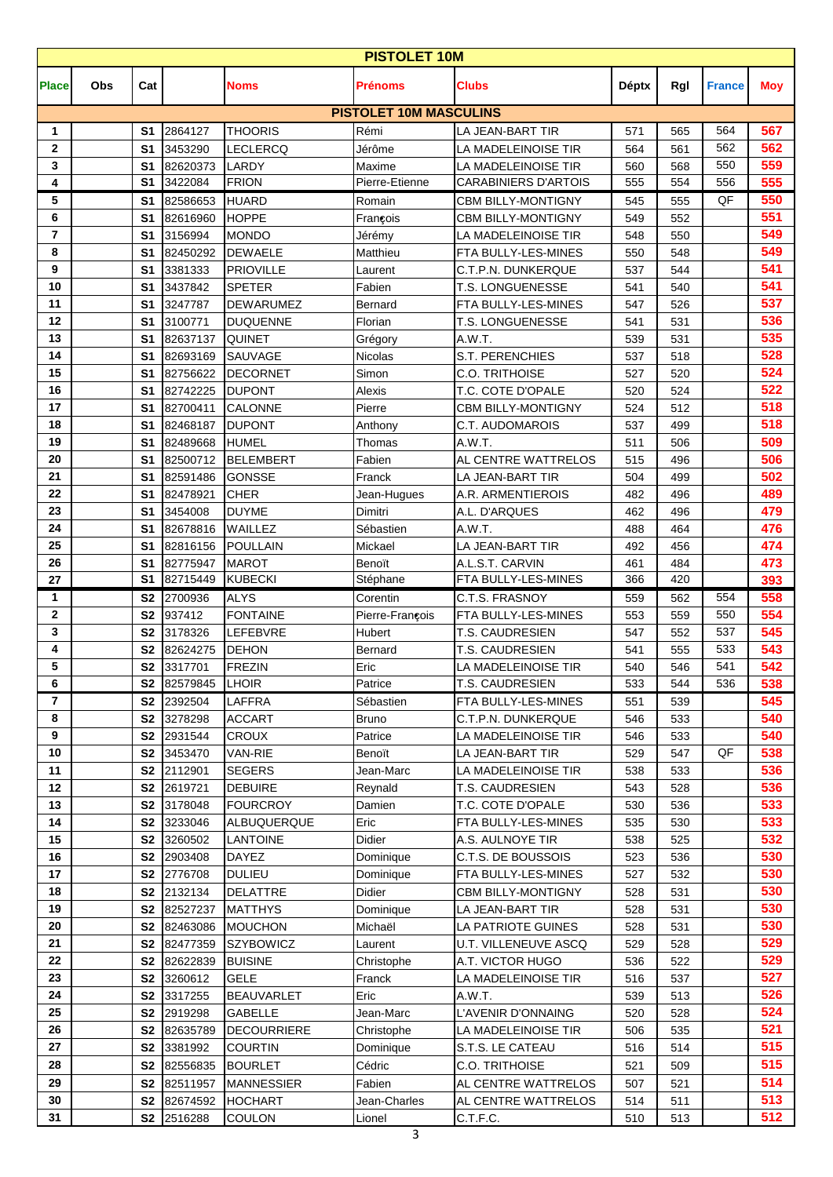| PISTOLET 10M | | | | | | | | | | |
|---|---|---|---|---|---|---|---|---|---|---|
| **Place** | **Obs** | **Cat** | | **Noms** | **Prénoms** | **Clubs** | **Déptx** | **Rgl** | **France** | **Moy** |
| **PISTOLET 10M MASCULINS** | | | | | | | | | | |
| 1 | | S1 | 2864127 | THOORIS | Rémi | LA JEAN-BART TIR | 571 | 565 | 564 | 567 |
| 2 | | S1 | 3453290 | LECLERCQ | Jérôme | LA MADELEINOISE TIR | 564 | 561 | 562 | 562 |
| 3 | | S1 | 82620373 | LARDY | Maxime | LA MADELEINOISE TIR | 560 | 568 | 550 | 559 |
| 4 | | S1 | 3422084 | FRION | Pierre-Etienne | CARABINIERS D'ARTOIS | 555 | 554 | 556 | 555 |
| 5 | | S1 | 82586653 | HUARD | Romain | CBM BILLY-MONTIGNY | 545 | 555 | QF | 550 |
| 6 | | S1 | 82616960 | HOPPE | François | CBM BILLY-MONTIGNY | 549 | 552 | | 551 |
| 7 | | S1 | 3156994 | MONDO | Jérémy | LA MADELEINOISE TIR | 548 | 550 | | 549 |
| 8 | | S1 | 82450292 | DEWAELE | Matthieu | FTA BULLY-LES-MINES | 550 | 548 | | 549 |
| 9 | | S1 | 3381333 | PRIOVILLE | Laurent | C.T.P.N. DUNKERQUE | 537 | 544 | | 541 |
| 10 | | S1 | 3437842 | SPETER | Fabien | T.S. LONGUENESSE | 541 | 540 | | 541 |
| 11 | | S1 | 3247787 | DEWARUMEZ | Bernard | FTA BULLY-LES-MINES | 547 | 526 | | 537 |
| 12 | | S1 | 3100771 | DUQUENNE | Florian | T.S. LONGUENESSE | 541 | 531 | | 536 |
| 13 | | S1 | 82637137 | QUINET | Grégory | A.W.T. | 539 | 531 | | 535 |
| 14 | | S1 | 82693169 | SAUVAGE | Nicolas | S.T. PERENCHIES | 537 | 518 | | 528 |
| 15 | | S1 | 82756622 | DECORNET | Simon | C.O. TRITHOISE | 527 | 520 | | 524 |
| 16 | | S1 | 82742225 | DUPONT | Alexis | T.C. COTE D'OPALE | 520 | 524 | | 522 |
| 17 | | S1 | 82700411 | CALONNE | Pierre | CBM BILLY-MONTIGNY | 524 | 512 | | 518 |
| 18 | | S1 | 82468187 | DUPONT | Anthony | C.T. AUDOMAROIS | 537 | 499 | | 518 |
| 19 | | S1 | 82489668 | HUMEL | Thomas | A.W.T. | 511 | 506 | | 509 |
| 20 | | S1 | 82500712 | BELEMBERT | Fabien | AL CENTRE WATTRELOS | 515 | 496 | | 506 |
| 21 | | S1 | 82591486 | GONSSE | Franck | LA JEAN-BART TIR | 504 | 499 | | 502 |
| 22 | | S1 | 82478921 | CHER | Jean-Hugues | A.R. ARMENTIEROIS | 482 | 496 | | 489 |
| 23 | | S1 | 3454008 | DUYME | Dimitri | A.L. D'ARQUES | 462 | 496 | | 479 |
| 24 | | S1 | 82678816 | WAILLEZ | Sébastien | A.W.T. | 488 | 464 | | 476 |
| 25 | | S1 | 82816156 | POULLAIN | Mickael | LA JEAN-BART TIR | 492 | 456 | | 474 |
| 26 | | S1 | 82775947 | MAROT | Benoït | A.L.S.T. CARVIN | 461 | 484 | | 473 |
| 27 | | S1 | 82715449 | KUBECKI | Stéphane | FTA BULLY-LES-MINES | 366 | 420 | | 393 |
| 1 | | S2 | 2700936 | ALYS | Corentin | C.T.S. FRASNOY | 559 | 562 | 554 | 558 |
| 2 | | S2 | 937412 | FONTAINE | Pierre-François | FTA BULLY-LES-MINES | 553 | 559 | 550 | 554 |
| 3 | | S2 | 3178326 | LEFEBVRE | Hubert | T.S. CAUDRESIEN | 547 | 552 | 537 | 545 |
| 4 | | S2 | 82624275 | DEHON | Bernard | T.S. CAUDRESIEN | 541 | 555 | 533 | 543 |
| 5 | | S2 | 3317701 | FREZIN | Eric | LA MADELEINOISE TIR | 540 | 546 | 541 | 542 |
| 6 | | S2 | 82579845 | LHOIR | Patrice | T.S. CAUDRESIEN | 533 | 544 | 536 | 538 |
| 7 | | S2 | 2392504 | LAFFRA | Sébastien | FTA BULLY-LES-MINES | 551 | 539 | | 545 |
| 8 | | S2 | 3278298 | ACCART | Bruno | C.T.P.N. DUNKERQUE | 546 | 533 | | 540 |
| 9 | | S2 | 2931544 | CROUX | Patrice | LA MADELEINOISE TIR | 546 | 533 | | 540 |
| 10 | | S2 | 3453470 | VAN-RIE | Benoït | LA JEAN-BART TIR | 529 | 547 | QF | 538 |
| 11 | | S2 | 2112901 | SEGERS | Jean-Marc | LA MADELEINOISE TIR | 538 | 533 | | 536 |
| 12 | | S2 | 2619721 | DEBUIRE | Reynald | T.S. CAUDRESIEN | 543 | 528 | | 536 |
| 13 | | S2 | 3178048 | FOURCROY | Damien | T.C. COTE D'OPALE | 530 | 536 | | 533 |
| 14 | | S2 | 3233046 | ALBUQUERQUE | Eric | FTA BULLY-LES-MINES | 535 | 530 | | 533 |
| 15 | | S2 | 3260502 | LANTOINE | Didier | A.S. AULNOYE TIR | 538 | 525 | | 532 |
| 16 | | S2 | 2903408 | DAYEZ | Dominique | C.T.S. DE BOUSSOIS | 523 | 536 | | 530 |
| 17 | | S2 | 2776708 | DULIEU | Dominique | FTA BULLY-LES-MINES | 527 | 532 | | 530 |
| 18 | | S2 | 2132134 | DELATTRE | Didier | CBM BILLY-MONTIGNY | 528 | 531 | | 530 |
| 19 | | S2 | 82527237 | MATTHYS | Dominique | LA JEAN-BART TIR | 528 | 531 | | 530 |
| 20 | | S2 | 82463086 | MOUCHON | Michaël | LA PATRIOTE GUINES | 528 | 531 | | 530 |
| 21 | | S2 | 82477359 | SZYBOWICZ | Laurent | U.T. VILLENEUVE ASCQ | 529 | 528 | | 529 |
| 22 | | S2 | 82622839 | BUISINE | Christophe | A.T. VICTOR HUGO | 536 | 522 | | 529 |
| 23 | | S2 | 3260612 | GELE | Franck | LA MADELEINOISE TIR | 516 | 537 | | 527 |
| 24 | | S2 | 3317255 | BEAUVARLET | Eric | A.W.T. | 539 | 513 | | 526 |
| 25 | | S2 | 2919298 | GABELLE | Jean-Marc | L'AVENIR D'ONNAING | 520 | 528 | | 524 |
| 26 | | S2 | 82635789 | DECOURRIERE | Christophe | LA MADELEINOISE TIR | 506 | 535 | | 521 |
| 27 | | S2 | 3381992 | COURTIN | Dominique | S.T.S. LE CATEAU | 516 | 514 | | 515 |
| 28 | | S2 | 82556835 | BOURLET | Cédric | C.O. TRITHOISE | 521 | 509 | | 515 |
| 29 | | S2 | 82511957 | MANNESSIER | Fabien | AL CENTRE WATTRELOS | 507 | 521 | | 514 |
| 30 | | S2 | 82674592 | HOCHART | Jean-Charles | AL CENTRE WATTRELOS | 514 | 511 | | 513 |
| 31 | | S2 | 2516288 | COULON | Lionel | C.T.F.C. | 510 | 513 | | 512 |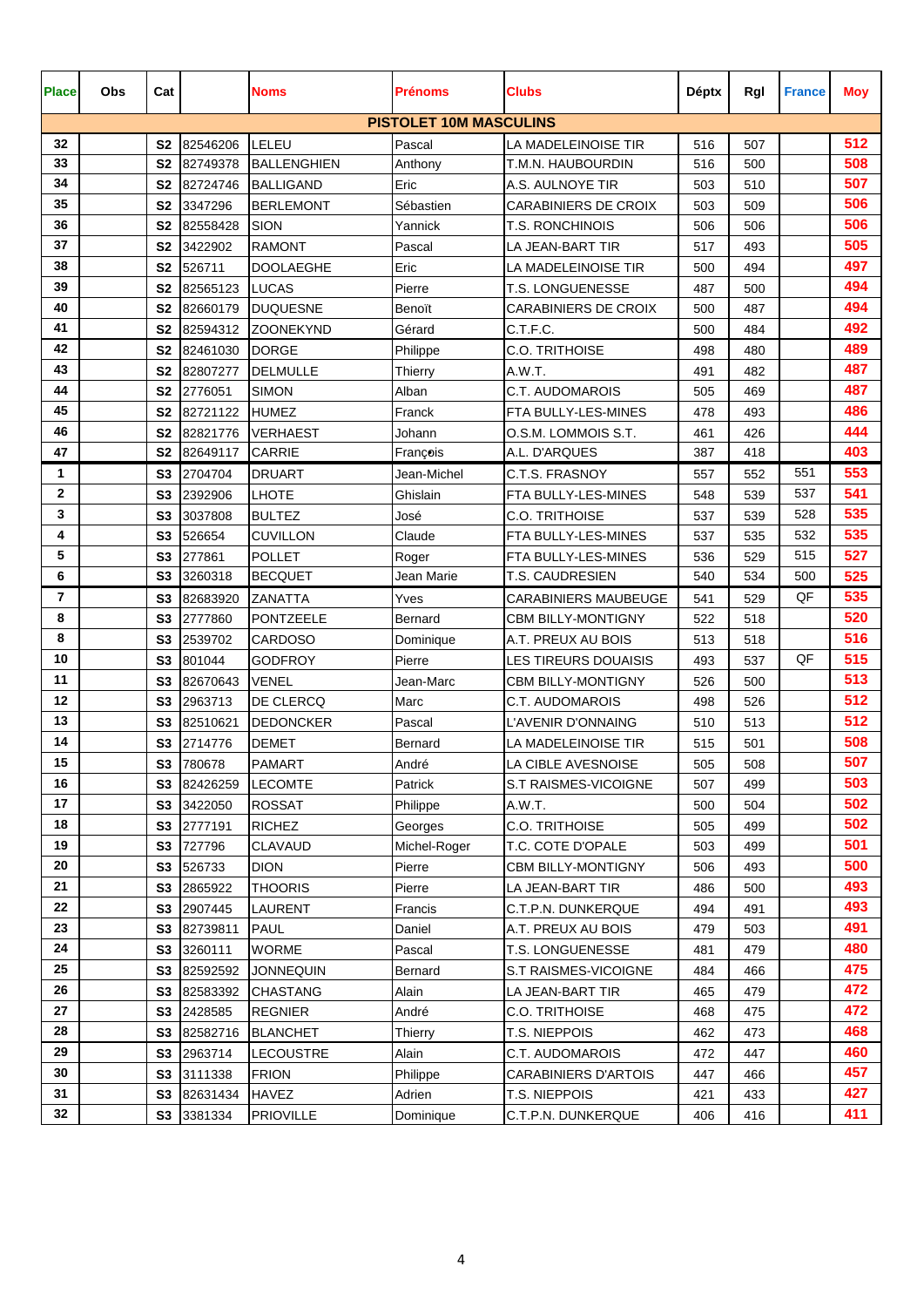| Place | Obs | Cat | | Noms | Prénoms | Clubs | Déptx | Rgl | France | Moy |
|---|---|---|---|---|---|---|---|---|---|---|
| **PISTOLET 10M MASCULINS** | | | | | | | | | | |
| 32 | | S2 | 82546206 | LELEU | Pascal | LA MADELEINOISE TIR | 516 | 507 | | 512 |
| 33 | | S2 | 82749378 | BALLENGHIEN | Anthony | T.M.N. HAUBOURDIN | 516 | 500 | | 508 |
| 34 | | S2 | 82724746 | BALLIGAND | Eric | A.S. AULNOYE TIR | 503 | 510 | | 507 |
| 35 | | S2 | 3347296 | BERLEMONT | Sébastien | CARABINIERS DE CROIX | 503 | 509 | | 506 |
| 36 | | S2 | 82558428 | SION | Yannick | T.S. RONCHINOIS | 506 | 506 | | 506 |
| 37 | | S2 | 3422902 | RAMONT | Pascal | LA JEAN-BART TIR | 517 | 493 | | 505 |
| 38 | | S2 | 526711 | DOOLAEGHE | Eric | LA MADELEINOISE TIR | 500 | 494 | | 497 |
| 39 | | S2 | 82565123 | LUCAS | Pierre | T.S. LONGUENESSE | 487 | 500 | | 494 |
| 40 | | S2 | 82660179 | DUQUESNE | Benoït | CARABINIERS DE CROIX | 500 | 487 | | 494 |
| 41 | | S2 | 82594312 | ZOONEKYND | Gérard | C.T.F.C. | 500 | 484 | | 492 |
| 42 | | S2 | 82461030 | DORGE | Philippe | C.O. TRITHOISE | 498 | 480 | | 489 |
| 43 | | S2 | 82807277 | DELMULLE | Thierry | A.W.T. | 491 | 482 | | 487 |
| 44 | | S2 | 2776051 | SIMON | Alban | C.T. AUDOMAROIS | 505 | 469 | | 487 |
| 45 | | S2 | 82721122 | HUMEZ | Franck | FTA BULLY-LES-MINES | 478 | 493 | | 486 |
| 46 | | S2 | 82821776 | VERHAEST | Johann | O.S.M. LOMMOIS S.T. | 461 | 426 | | 444 |
| 47 | | S2 | 82649117 | CARRIE | François | A.L. D'ARQUES | 387 | 418 | | 403 |
| 1 | | S3 | 2704704 | DRUART | Jean-Michel | C.T.S. FRASNOY | 557 | 552 | 551 | 553 |
| 2 | | S3 | 2392906 | LHOTE | Ghislain | FTA BULLY-LES-MINES | 548 | 539 | 537 | 541 |
| 3 | | S3 | 3037808 | BULTEZ | José | C.O. TRITHOISE | 537 | 539 | 528 | 535 |
| 4 | | S3 | 526654 | CUVILLON | Claude | FTA BULLY-LES-MINES | 537 | 535 | 532 | 535 |
| 5 | | S3 | 277861 | POLLET | Roger | FTA BULLY-LES-MINES | 536 | 529 | 515 | 527 |
| 6 | | S3 | 3260318 | BECQUET | Jean Marie | T.S. CAUDRESIEN | 540 | 534 | 500 | 525 |
| 7 | | S3 | 82683920 | ZANATTA | Yves | CARABINIERS MAUBEUGE | 541 | 529 | QF | 535 |
| 8 | | S3 | 2777860 | PONTZEELE | Bernard | CBM BILLY-MONTIGNY | 522 | 518 | | 520 |
| 8 | | S3 | 2539702 | CARDOSO | Dominique | A.T. PREUX AU BOIS | 513 | 518 | | 516 |
| 10 | | S3 | 801044 | GODFROY | Pierre | LES TIREURS DOUAISIS | 493 | 537 | QF | 515 |
| 11 | | S3 | 82670643 | VENEL | Jean-Marc | CBM BILLY-MONTIGNY | 526 | 500 | | 513 |
| 12 | | S3 | 2963713 | DE CLERCQ | Marc | C.T. AUDOMAROIS | 498 | 526 | | 512 |
| 13 | | S3 | 82510621 | DEDONCKER | Pascal | L'AVENIR D'ONNAING | 510 | 513 | | 512 |
| 14 | | S3 | 2714776 | DEMET | Bernard | LA MADELEINOISE TIR | 515 | 501 | | 508 |
| 15 | | S3 | 780678 | PAMART | André | LA CIBLE AVESNOISE | 505 | 508 | | 507 |
| 16 | | S3 | 82426259 | LECOMTE | Patrick | S.T RAISMES-VICOIGNE | 507 | 499 | | 503 |
| 17 | | S3 | 3422050 | ROSSAT | Philippe | A.W.T. | 500 | 504 | | 502 |
| 18 | | S3 | 2777191 | RICHEZ | Georges | C.O. TRITHOISE | 505 | 499 | | 502 |
| 19 | | S3 | 727796 | CLAVAUD | Michel-Roger | T.C. COTE D'OPALE | 503 | 499 | | 501 |
| 20 | | S3 | 526733 | DION | Pierre | CBM BILLY-MONTIGNY | 506 | 493 | | 500 |
| 21 | | S3 | 2865922 | THOORIS | Pierre | LA JEAN-BART TIR | 486 | 500 | | 493 |
| 22 | | S3 | 2907445 | LAURENT | Francis | C.T.P.N. DUNKERQUE | 494 | 491 | | 493 |
| 23 | | S3 | 82739811 | PAUL | Daniel | A.T. PREUX AU BOIS | 479 | 503 | | 491 |
| 24 | | S3 | 3260111 | WORME | Pascal | T.S. LONGUENESSE | 481 | 479 | | 480 |
| 25 | | S3 | 82592592 | JONNEQUIN | Bernard | S.T RAISMES-VICOIGNE | 484 | 466 | | 475 |
| 26 | | S3 | 82583392 | CHASTANG | Alain | LA JEAN-BART TIR | 465 | 479 | | 472 |
| 27 | | S3 | 2428585 | REGNIER | André | C.O. TRITHOISE | 468 | 475 | | 472 |
| 28 | | S3 | 82582716 | BLANCHET | Thierry | T.S. NIEPPOIS | 462 | 473 | | 468 |
| 29 | | S3 | 2963714 | LECOUSTRE | Alain | C.T. AUDOMAROIS | 472 | 447 | | 460 |
| 30 | | S3 | 3111338 | FRION | Philippe | CARABINIERS D'ARTOIS | 447 | 466 | | 457 |
| 31 | | S3 | 82631434 | HAVEZ | Adrien | T.S. NIEPPOIS | 421 | 433 | | 427 |
| 32 | | S3 | 3381334 | PRIOVILLE | Dominique | C.T.P.N. DUNKERQUE | 406 | 416 | | 411 |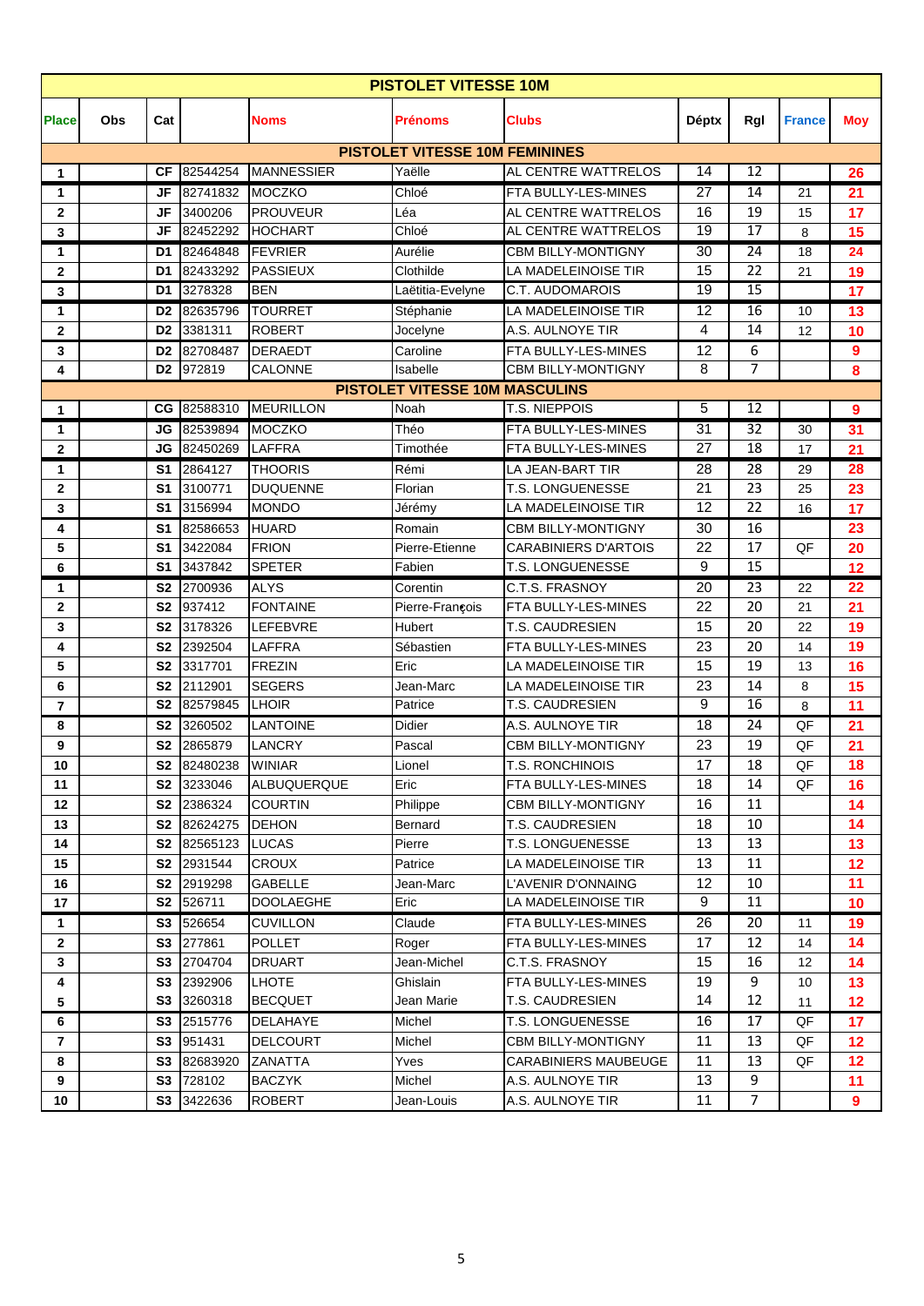| PISTOLET VITESSE 10M | | | | | | | | | | |
|---|---|---|---|---|---|---|---|---|---|---|
| Place | Obs | Cat | | Noms | Prénoms | Clubs | Déptx | Rgl | France | Moy |
| PISTOLET VITESSE 10M FEMININES | | | | | | | | | | |
| 1 | | CF | 82544254 | MANNESSIER | Yaëlle | AL CENTRE WATTRELOS | 14 | 12 | | 26 |
| 1 | | JF | 82741832 | MOCZKO | Chloé | FTA BULLY-LES-MINES | 27 | 14 | 21 | 21 |
| 2 | | JF | 3400206 | PROUVEUR | Léa | AL CENTRE WATTRELOS | 16 | 19 | 15 | 17 |
| 3 | | JF | 82452292 | HOCHART | Chloé | AL CENTRE WATTRELOS | 19 | 17 | 8 | 15 |
| 1 | | D1 | 82464848 | FEVRIER | Aurélie | CBM BILLY-MONTIGNY | 30 | 24 | 18 | 24 |
| 2 | | D1 | 82433292 | PASSIEUX | Clothilde | LA MADELEINOISE TIR | 15 | 22 | 21 | 19 |
| 3 | | D1 | 3278328 | BEN | Laëtitia-Evelyne | C.T. AUDOMAROIS | 19 | 15 | | 17 |
| 1 | | D2 | 82635796 | TOURRET | Stéphanie | LA MADELEINOISE TIR | 12 | 16 | 10 | 13 |
| 2 | | D2 | 3381311 | ROBERT | Jocelyne | A.S. AULNOYE TIR | 4 | 14 | 12 | 10 |
| 3 | | D2 | 82708487 | DERAEDT | Caroline | FTA BULLY-LES-MINES | 12 | 6 | | 9 |
| 4 | | D2 | 972819 | CALONNE | Isabelle | CBM BILLY-MONTIGNY | 8 | 7 | | 8 |
| PISTOLET VITESSE 10M MASCULINS | | | | | | | | | | |
| 1 | | CG | 82588310 | MEURILLON | Noah | T.S. NIEPPOIS | 5 | 12 | | 9 |
| 1 | | JG | 82539894 | MOCZKO | Théo | FTA BULLY-LES-MINES | 31 | 32 | 30 | 31 |
| 2 | | JG | 82450269 | LAFFRA | Timothée | FTA BULLY-LES-MINES | 27 | 18 | 17 | 21 |
| 1 | | S1 | 2864127 | THOORIS | Rémi | LA JEAN-BART TIR | 28 | 28 | 29 | 28 |
| 2 | | S1 | 3100771 | DUQUENNE | Florian | T.S. LONGUENESSE | 21 | 23 | 25 | 23 |
| 3 | | S1 | 3156994 | MONDO | Jérémy | LA MADELEINOISE TIR | 12 | 22 | 16 | 17 |
| 4 | | S1 | 82586653 | HUARD | Romain | CBM BILLY-MONTIGNY | 30 | 16 | | 23 |
| 5 | | S1 | 3422084 | FRION | Pierre-Etienne | CARABINIERS D'ARTOIS | 22 | 17 | QF | 20 |
| 6 | | S1 | 3437842 | SPETER | Fabien | T.S. LONGUENESSE | 9 | 15 | | 12 |
| 1 | | S2 | 2700936 | ALYS | Corentin | C.T.S. FRASNOY | 20 | 23 | 22 | 22 |
| 2 | | S2 | 937412 | FONTAINE | Pierre-François | FTA BULLY-LES-MINES | 22 | 20 | 21 | 21 |
| 3 | | S2 | 3178326 | LEFEBVRE | Hubert | T.S. CAUDRESIEN | 15 | 20 | 22 | 19 |
| 4 | | S2 | 2392504 | LAFFRA | Sébastien | FTA BULLY-LES-MINES | 23 | 20 | 14 | 19 |
| 5 | | S2 | 3317701 | FREZIN | Eric | LA MADELEINOISE TIR | 15 | 19 | 13 | 16 |
| 6 | | S2 | 2112901 | SEGERS | Jean-Marc | LA MADELEINOISE TIR | 23 | 14 | 8 | 15 |
| 7 | | S2 | 82579845 | LHOIR | Patrice | T.S. CAUDRESIEN | 9 | 16 | 8 | 11 |
| 8 | | S2 | 3260502 | LANTOINE | Didier | A.S. AULNOYE TIR | 18 | 24 | QF | 21 |
| 9 | | S2 | 2865879 | LANCRY | Pascal | CBM BILLY-MONTIGNY | 23 | 19 | QF | 21 |
| 10 | | S2 | 82480238 | WINIAR | Lionel | T.S. RONCHINOIS | 17 | 18 | QF | 18 |
| 11 | | S2 | 3233046 | ALBUQUERQUE | Eric | FTA BULLY-LES-MINES | 18 | 14 | QF | 16 |
| 12 | | S2 | 2386324 | COURTIN | Philippe | CBM BILLY-MONTIGNY | 16 | 11 | | 14 |
| 13 | | S2 | 82624275 | DEHON | Bernard | T.S. CAUDRESIEN | 18 | 10 | | 14 |
| 14 | | S2 | 82565123 | LUCAS | Pierre | T.S. LONGUENESSE | 13 | 13 | | 13 |
| 15 | | S2 | 2931544 | CROUX | Patrice | LA MADELEINOISE TIR | 13 | 11 | | 12 |
| 16 | | S2 | 2919298 | GABELLE | Jean-Marc | L'AVENIR D'ONNAING | 12 | 10 | | 11 |
| 17 | | S2 | 526711 | DOOLAEGHE | Eric | LA MADELEINOISE TIR | 9 | 11 | | 10 |
| 1 | | S3 | 526654 | CUVILLON | Claude | FTA BULLY-LES-MINES | 26 | 20 | 11 | 19 |
| 2 | | S3 | 277861 | POLLET | Roger | FTA BULLY-LES-MINES | 17 | 12 | 14 | 14 |
| 3 | | S3 | 2704704 | DRUART | Jean-Michel | C.T.S. FRASNOY | 15 | 16 | 12 | 14 |
| 4 | | S3 | 2392906 | LHOTE | Ghislain | FTA BULLY-LES-MINES | 19 | 9 | 10 | 13 |
| 5 | | S3 | 3260318 | BECQUET | Jean Marie | T.S. CAUDRESIEN | 14 | 12 | 11 | 12 |
| 6 | | S3 | 2515776 | DELAHAYE | Michel | T.S. LONGUENESSE | 16 | 17 | QF | 17 |
| 7 | | S3 | 951431 | DELCOURT | Michel | CBM BILLY-MONTIGNY | 11 | 13 | QF | 12 |
| 8 | | S3 | 82683920 | ZANATTA | Yves | CARABINIERS MAUBEUGE | 11 | 13 | QF | 12 |
| 9 | | S3 | 728102 | BACZYK | Michel | A.S. AULNOYE TIR | 13 | 9 | | 11 |
| 10 | | S3 | 3422636 | ROBERT | Jean-Louis | A.S. AULNOYE TIR | 11 | 7 | | 9 |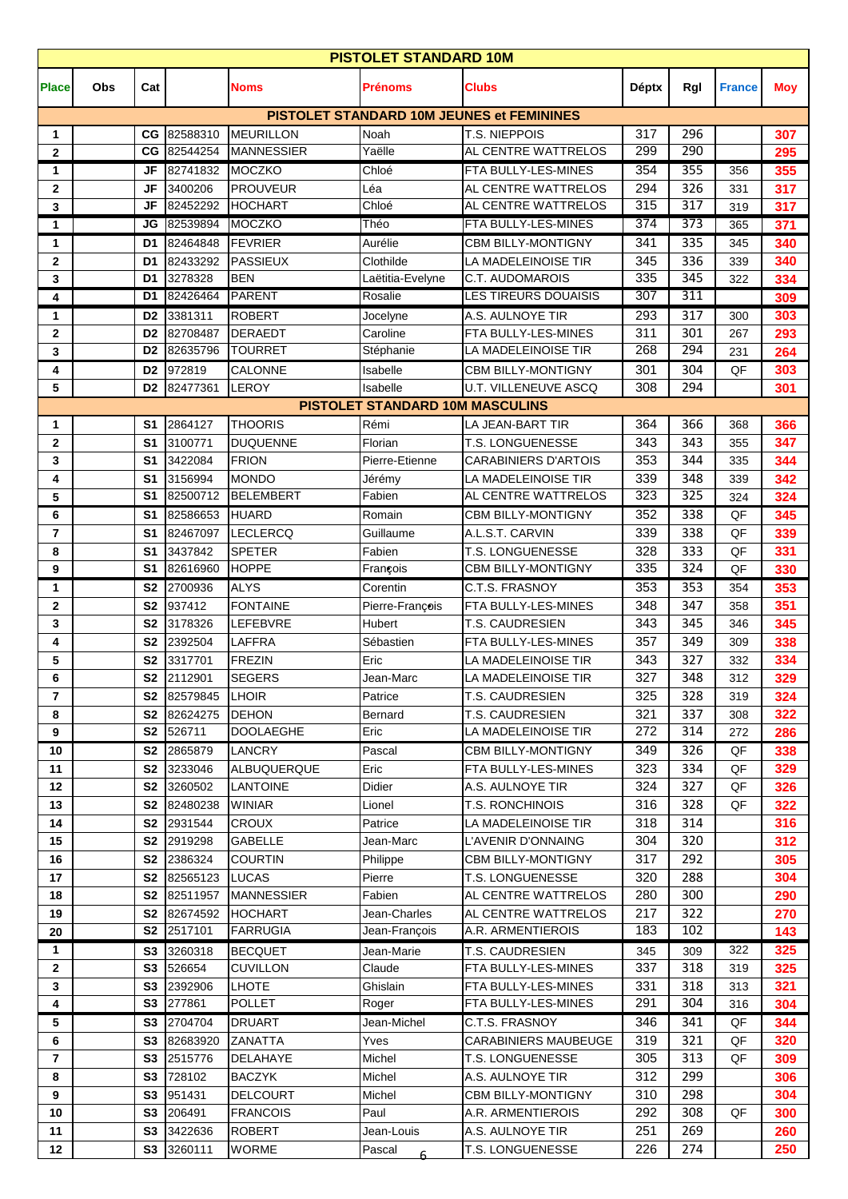| PISTOLET STANDARD 10M | | | | | | | | | | |
|---|---|---|---|---|---|---|---|---|---|---|
| **Place** | **Obs** | **Cat** | | **Noms** | **Prénoms** | **Clubs** | **Déptx** | **Rgl** | **France** | **Moy** |
| **PISTOLET STANDARD 10M JEUNES et FEMININES** | | | | | | | | | | |
| 1 | | CG | 82588310 | MEURILLON | Noah | T.S. NIEPPOIS | 317 | 296 | | 307 |
| 2 | | CG | 82544254 | MANNESSIER | Yaëlle | AL CENTRE WATTRELOS | 299 | 290 | | 295 |
| 1 | | JF | 82741832 | MOCZKO | Chloé | FTA BULLY-LES-MINES | 354 | 355 | 356 | 355 |
| 2 | | JF | 3400206 | PROUVEUR | Léa | AL CENTRE WATTRELOS | 294 | 326 | 331 | 317 |
| 3 | | JF | 82452292 | HOCHART | Chloé | AL CENTRE WATTRELOS | 315 | 317 | 319 | 317 |
| 1 | | JG | 82539894 | MOCZKO | Théo | FTA BULLY-LES-MINES | 374 | 373 | 365 | 371 |
| 1 | | D1 | 82464848 | FEVRIER | Aurélie | CBM BILLY-MONTIGNY | 341 | 335 | 345 | 340 |
| 2 | | D1 | 82433292 | PASSIEUX | Clothilde | LA MADELEINOISE TIR | 345 | 336 | 339 | 340 |
| 3 | | D1 | 3278328 | BEN | Laëtitia-Evelyne | C.T. AUDOMAROIS | 335 | 345 | 322 | 334 |
| 4 | | D1 | 82426464 | PARENT | Rosalie | LES TIREURS DOUAISIS | 307 | 311 | | 309 |
| 1 | | D2 | 3381311 | ROBERT | Jocelyne | A.S. AULNOYE TIR | 293 | 317 | 300 | 303 |
| 2 | | D2 | 82708487 | DERAEDT | Caroline | FTA BULLY-LES-MINES | 311 | 301 | 267 | 293 |
| 3 | | D2 | 82635796 | TOURRET | Stéphanie | LA MADELEINOISE TIR | 268 | 294 | 231 | 264 |
| 4 | | D2 | 972819 | CALONNE | Isabelle | CBM BILLY-MONTIGNY | 301 | 304 | QF | 303 |
| 5 | | D2 | 82477361 | LEROY | Isabelle | U.T. VILLENEUVE ASCQ | 308 | 294 | | 301 |
| **PISTOLET STANDARD 10M MASCULINS** | | | | | | | | | | |
| 1 | | S1 | 2864127 | THOORIS | Rémi | LA JEAN-BART TIR | 364 | 366 | 368 | 366 |
| 2 | | S1 | 3100771 | DUQUENNE | Florian | T.S. LONGUENESSE | 343 | 343 | 355 | 347 |
| 3 | | S1 | 3422084 | FRION | Pierre-Etienne | CARABINIERS D'ARTOIS | 353 | 344 | 335 | 344 |
| 4 | | S1 | 3156994 | MONDO | Jérémy | LA MADELEINOISE TIR | 339 | 348 | 339 | 342 |
| 5 | | S1 | 82500712 | BELEMBERT | Fabien | AL CENTRE WATTRELOS | 323 | 325 | 324 | 324 |
| 6 | | S1 | 82586653 | HUARD | Romain | CBM BILLY-MONTIGNY | 352 | 338 | QF | 345 |
| 7 | | S1 | 82467097 | LECLERCQ | Guillaume | A.L.S.T. CARVIN | 339 | 338 | QF | 339 |
| 8 | | S1 | 3437842 | SPETER | Fabien | T.S. LONGUENESSE | 328 | 333 | QF | 331 |
| 9 | | S1 | 82616960 | HOPPE | François | CBM BILLY-MONTIGNY | 335 | 324 | QF | 330 |
| 1 | | S2 | 2700936 | ALYS | Corentin | C.T.S. FRASNOY | 353 | 353 | 354 | 353 |
| 2 | | S2 | 937412 | FONTAINE | Pierre-François | FTA BULLY-LES-MINES | 348 | 347 | 358 | 351 |
| 3 | | S2 | 3178326 | LEFEBVRE | Hubert | T.S. CAUDRESIEN | 343 | 345 | 346 | 345 |
| 4 | | S2 | 2392504 | LAFFRA | Sébastien | FTA BULLY-LES-MINES | 357 | 349 | 309 | 338 |
| 5 | | S2 | 3317701 | FREZIN | Eric | LA MADELEINOISE TIR | 343 | 327 | 332 | 334 |
| 6 | | S2 | 2112901 | SEGERS | Jean-Marc | LA MADELEINOISE TIR | 327 | 348 | 312 | 329 |
| 7 | | S2 | 82579845 | LHOIR | Patrice | T.S. CAUDRESIEN | 325 | 328 | 319 | 324 |
| 8 | | S2 | 82624275 | DEHON | Bernard | T.S. CAUDRESIEN | 321 | 337 | 308 | 322 |
| 9 | | S2 | 526711 | DOOLAEGHE | Eric | LA MADELEINOISE TIR | 272 | 314 | 272 | 286 |
| 10 | | S2 | 2865879 | LANCRY | Pascal | CBM BILLY-MONTIGNY | 349 | 326 | QF | 338 |
| 11 | | S2 | 3233046 | ALBUQUERQUE | Eric | FTA BULLY-LES-MINES | 323 | 334 | QF | 329 |
| 12 | | S2 | 3260502 | LANTOINE | Didier | A.S. AULNOYE TIR | 324 | 327 | QF | 326 |
| 13 | | S2 | 82480238 | WINIAR | Lionel | T.S. RONCHINOIS | 316 | 328 | QF | 322 |
| 14 | | S2 | 2931544 | CROUX | Patrice | LA MADELEINOISE TIR | 318 | 314 | | 316 |
| 15 | | S2 | 2919298 | GABELLE | Jean-Marc | L'AVENIR D'ONNAING | 304 | 320 | | 312 |
| 16 | | S2 | 2386324 | COURTIN | Philippe | CBM BILLY-MONTIGNY | 317 | 292 | | 305 |
| 17 | | S2 | 82565123 | LUCAS | Pierre | T.S. LONGUENESSE | 320 | 288 | | 304 |
| 18 | | S2 | 82511957 | MANNESSIER | Fabien | AL CENTRE WATTRELOS | 280 | 300 | | 290 |
| 19 | | S2 | 82674592 | HOCHART | Jean-Charles | AL CENTRE WATTRELOS | 217 | 322 | | 270 |
| 20 | | S2 | 2517101 | FARRUGIA | Jean-François | A.R. ARMENTIEROIS | 183 | 102 | | 143 |
| 1 | | S3 | 3260318 | BECQUET | Jean-Marie | T.S. CAUDRESIEN | 345 | 309 | 322 | 325 |
| 2 | | S3 | 526654 | CUVILLON | Claude | FTA BULLY-LES-MINES | 337 | 318 | 319 | 325 |
| 3 | | S3 | 2392906 | LHOTE | Ghislain | FTA BULLY-LES-MINES | 331 | 318 | 313 | 321 |
| 4 | | S3 | 277861 | POLLET | Roger | FTA BULLY-LES-MINES | 291 | 304 | 316 | 304 |
| 5 | | S3 | 2704704 | DRUART | Jean-Michel | C.T.S. FRASNOY | 346 | 341 | QF | 344 |
| 6 | | S3 | 82683920 | ZANATTA | Yves | CARABINIERS MAUBEUGE | 319 | 321 | QF | 320 |
| 7 | | S3 | 2515776 | DELAHAYE | Michel | T.S. LONGUENESSE | 305 | 313 | QF | 309 |
| 8 | | S3 | 728102 | BACZYK | Michel | A.S. AULNOYE TIR | 312 | 299 | | 306 |
| 9 | | S3 | 951431 | DELCOURT | Michel | CBM BILLY-MONTIGNY | 310 | 298 | | 304 |
| 10 | | S3 | 206491 | FRANCOIS | Paul | A.R. ARMENTIEROIS | 292 | 308 | QF | 300 |
| 11 | | S3 | 3422636 | ROBERT | Jean-Louis | A.S. AULNOYE TIR | 251 | 269 | | 260 |
| 12 | | S3 | 3260111 | WORME | Pascal | T.S. LONGUENESSE | 226 | 274 | | 250 |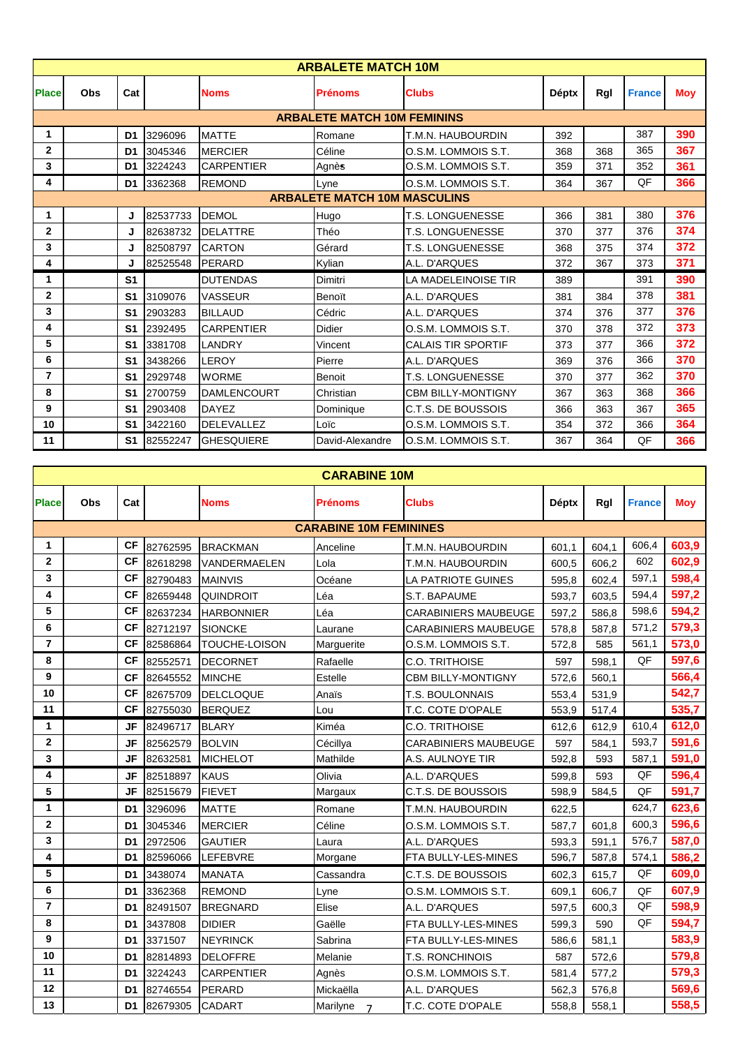| ARBALETE MATCH 10M | | | | | | | | | | |
|---|---|---|---|---|---|---|---|---|---|---|
| Place | Obs | Cat | | Noms | Prénoms | Clubs | Déptx | Rgl | France | Moy |
| **ARBALETE MATCH 10M FEMININS** | | | | | | | | | | |
| 1 | | D1 | 3296096 | MATTE | Romane | T.M.N. HAUBOURDIN | 392 | | 387 | 390 |
| 2 | | D1 | 3045346 | MERCIER | Céline | O.S.M. LOMMOIS S.T. | 368 | 368 | 365 | 367 |
| 3 | | D1 | 3224243 | CARPENTIER | Agnès | O.S.M. LOMMOIS S.T. | 359 | 371 | 352 | 361 |
| 4 | | D1 | 3362368 | REMOND | Lyne | O.S.M. LOMMOIS S.T. | 364 | 367 | QF | 366 |
| **ARBALETE MATCH 10M MASCULINS** | | | | | | | | | | |
| 1 | | J | 82537733 | DEMOL | Hugo | T.S. LONGUENESSE | 366 | 381 | 380 | 376 |
| 2 | | J | 82638732 | DELATTRE | Théo | T.S. LONGUENESSE | 370 | 377 | 376 | 374 |
| 3 | | J | 82508797 | CARTON | Gérard | T.S. LONGUENESSE | 368 | 375 | 374 | 372 |
| 4 | | J | 82525548 | PERARD | Kylian | A.L. D'ARQUES | 372 | 367 | 373 | 371 |
| 1 | | S1 | | DUTENDAS | Dimitri | LA MADELEINOISE TIR | 389 | | 391 | 390 |
| 2 | | S1 | 3109076 | VASSEUR | Benoït | A.L. D'ARQUES | 381 | 384 | 378 | 381 |
| 3 | | S1 | 2903283 | BILLAUD | Cédric | A.L. D'ARQUES | 374 | 376 | 377 | 376 |
| 4 | | S1 | 2392495 | CARPENTIER | Didier | O.S.M. LOMMOIS S.T. | 370 | 378 | 372 | 373 |
| 5 | | S1 | 3381708 | LANDRY | Vincent | CALAIS TIR SPORTIF | 373 | 377 | 366 | 372 |
| 6 | | S1 | 3438266 | LEROY | Pierre | A.L. D'ARQUES | 369 | 376 | 366 | 370 |
| 7 | | S1 | 2929748 | WORME | Benoit | T.S. LONGUENESSE | 370 | 377 | 362 | 370 |
| 8 | | S1 | 2700759 | DAMLENCOURT | Christian | CBM BILLY-MONTIGNY | 367 | 363 | 368 | 366 |
| 9 | | S1 | 2903408 | DAYEZ | Dominique | C.T.S. DE BOUSSOIS | 366 | 363 | 367 | 365 |
| 10 | | S1 | 3422160 | DELEVALLEZ | Loïc | O.S.M. LOMMOIS S.T. | 354 | 372 | 366 | 364 |
| 11 | | S1 | 82552247 | GHESQUIERE | David-Alexandre | O.S.M. LOMMOIS S.T. | 367 | 364 | QF | 366 |

| CARABINE 10M | | | | | | | | | | |
|---|---|---|---|---|---|---|---|---|---|---|
| Place | Obs | Cat | | Noms | Prénoms | Clubs | Déptx | Rgl | France | Moy |
| **CARABINE 10M FEMININES** | | | | | | | | | | |
| 1 | | CF | 82762595 | BRACKMAN | Anceline | T.M.N. HAUBOURDIN | 601,1 | 604,1 | 606,4 | 603,9 |
| 2 | | CF | 82618298 | VANDERMAELEN | Lola | T.M.N. HAUBOURDIN | 600,5 | 606,2 | 602 | 602,9 |
| 3 | | CF | 82790483 | MAINVIS | Océane | LA PATRIOTE GUINES | 595,8 | 602,4 | 597,1 | 598,4 |
| 4 | | CF | 82659448 | QUINDROIT | Léa | S.T. BAPAUME | 593,7 | 603,5 | 594,4 | 597,2 |
| 5 | | CF | 82637234 | HARBONNIER | Léa | CARABINIERS MAUBEUGE | 597,2 | 586,8 | 598,6 | 594,2 |
| 6 | | CF | 82712197 | SIONCKE | Laurane | CARABINIERS MAUBEUGE | 578,8 | 587,8 | 571,2 | 579,3 |
| 7 | | CF | 82586864 | TOUCHE-LOISON | Marguerite | O.S.M. LOMMOIS S.T. | 572,8 | 585 | 561,1 | 573,0 |
| 8 | | CF | 82552571 | DECORNET | Rafaelle | C.O. TRITHOISE | 597 | 598,1 | QF | 597,6 |
| 9 | | CF | 82645552 | MINCHE | Estelle | CBM BILLY-MONTIGNY | 572,6 | 560,1 | | 566,4 |
| 10 | | CF | 82675709 | DELCLOQUE | Anaïs | T.S. BOULONNAIS | 553,4 | 531,9 | | 542,7 |
| 11 | | CF | 82755030 | BERQUEZ | Lou | T.C. COTE D'OPALE | 553,9 | 517,4 | | 535,7 |
| 1 | | JF | 82496717 | BLARY | Kiméa | C.O. TRITHOISE | 612,6 | 612,9 | 610,4 | 612,0 |
| 2 | | JF | 82562579 | BOLVIN | Cécillya | CARABINIERS MAUBEUGE | 597 | 584,1 | 593,7 | 591,6 |
| 3 | | JF | 82632581 | MICHELOT | Mathilde | A.S. AULNOYE TIR | 592,8 | 593 | 587,1 | 591,0 |
| 4 | | JF | 82518897 | KAUS | Olivia | A.L. D'ARQUES | 599,8 | 593 | QF | 596,4 |
| 5 | | JF | 82515679 | FIEVET | Margaux | C.T.S. DE BOUSSOIS | 598,9 | 584,5 | QF | 591,7 |
| 1 | | D1 | 3296096 | MATTE | Romane | T.M.N. HAUBOURDIN | 622,5 | | 624,7 | 623,6 |
| 2 | | D1 | 3045346 | MERCIER | Céline | O.S.M. LOMMOIS S.T. | 587,7 | 601,8 | 600,3 | 596,6 |
| 3 | | D1 | 2972506 | GAUTIER | Laura | A.L. D'ARQUES | 593,3 | 591,1 | 576,7 | 587,0 |
| 4 | | D1 | 82596066 | LEFEBVRE | Morgane | FTA BULLY-LES-MINES | 596,7 | 587,8 | 574,1 | 586,2 |
| 5 | | D1 | 3438074 | MANATA | Cassandra | C.T.S. DE BOUSSOIS | 602,3 | 615,7 | QF | 609,0 |
| 6 | | D1 | 3362368 | REMOND | Lyne | O.S.M. LOMMOIS S.T. | 609,1 | 606,7 | QF | 607,9 |
| 7 | | D1 | 82491507 | BREGNARD | Elise | A.L. D'ARQUES | 597,5 | 600,3 | QF | 598,9 |
| 8 | | D1 | 3437808 | DIDIER | Gaëlle | FTA BULLY-LES-MINES | 599,3 | 590 | QF | 594,7 |
| 9 | | D1 | 3371507 | NEYRINCK | Sabrina | FTA BULLY-LES-MINES | 586,6 | 581,1 | | 583,9 |
| 10 | | D1 | 82814893 | DELOFFRE | Melanie | T.S. RONCHINOIS | 587 | 572,6 | | 579,8 |
| 11 | | D1 | 3224243 | CARPENTIER | Agnès | O.S.M. LOMMOIS S.T. | 581,4 | 577,2 | | 579,3 |
| 12 | | D1 | 82746554 | PERARD | Mickaëlla | A.L. D'ARQUES | 562,3 | 576,8 | | 569,6 |
| 13 | | D1 | 82679305 | CADART | Marilyne | T.C. COTE D'OPALE | 558,8 | 558,1 | | 558,5 |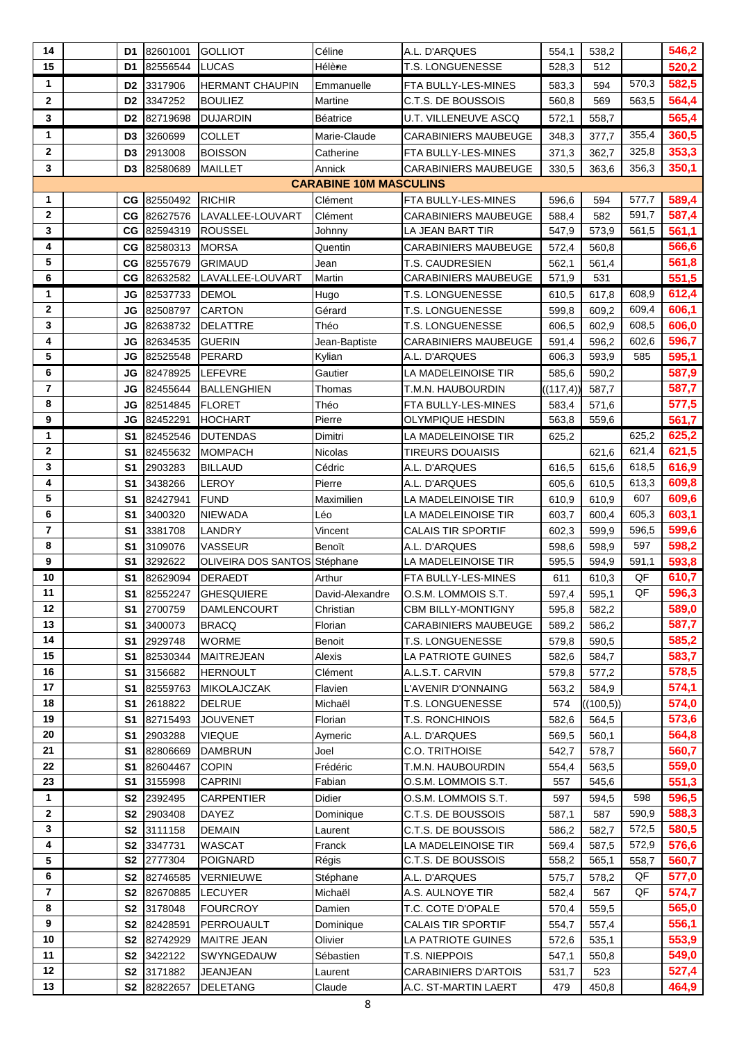| | | | | | | | | | | |
|---|---|---|---|---|---|---|---|---|---|---|
| 14 | | D1 | 82601001 | GOLLIOT | Céline | A.L. D'ARQUES | 554,1 | 538,2 | | 546,2 |
| 15 | | D1 | 82556544 | LUCAS | Hélène | T.S. LONGUENESSE | 528,3 | 512 | | 520,2 |
| 1 | | D2 | 3317906 | HERMANT CHAUPIN | Emmanuelle | FTA BULLY-LES-MINES | 583,3 | 594 | 570,3 | 582,5 |
| 2 | | D2 | 3347252 | BOULIEZ | Martine | C.T.S. DE BOUSSOIS | 560,8 | 569 | 563,5 | 564,4 |
| 3 | | D2 | 82719698 | DUJARDIN | Béatrice | U.T. VILLENEUVE ASCQ | 572,1 | 558,7 | | 565,4 |
| 1 | | D3 | 3260699 | COLLET | Marie-Claude | CARABINIERS MAUBEUGE | 348,3 | 377,7 | 355,4 | 360,5 |
| 2 | | D3 | 2913008 | BOISSON | Catherine | FTA BULLY-LES-MINES | 371,3 | 362,7 | 325,8 | 353,3 |
| 3 | | D3 | 82580689 | MAILLET | Annick | CARABINIERS MAUBEUGE | 330,5 | 363,6 | 356,3 | 350,1 |
| **CARABINE 10M MASCULINS** | | | | | | | | | | |
| 1 | | CG | 82550492 | RICHIR | Clément | FTA BULLY-LES-MINES | 596,6 | 594 | 577,7 | 589,4 |
| 2 | | CG | 82627576 | LAVALLEE-LOUVART | Clément | CARABINIERS MAUBEUGE | 588,4 | 582 | 591,7 | 587,4 |
| 3 | | CG | 82594319 | ROUSSEL | Johnny | LA JEAN BART TIR | 547,9 | 573,9 | 561,5 | 561,1 |
| 4 | | CG | 82580313 | MORSA | Quentin | CARABINIERS MAUBEUGE | 572,4 | 560,8 | | 566,6 |
| 5 | | CG | 82557679 | GRIMAUD | Jean | T.S. CAUDRESIEN | 562,1 | 561,4 | | 561,8 |
| 6 | | CG | 82632582 | LAVALLEE-LOUVART | Martin | CARABINIERS MAUBEUGE | 571,9 | 531 | | 551,5 |
| 1 | | JG | 82537733 | DEMOL | Hugo | T.S. LONGUENESSE | 610,5 | 617,8 | 608,9 | 612,4 |
| 2 | | JG | 82508797 | CARTON | Gérard | T.S. LONGUENESSE | 599,8 | 609,2 | 609,4 | 606,1 |
| 3 | | JG | 82638732 | DELATTRE | Théo | T.S. LONGUENESSE | 606,5 | 602,9 | 608,5 | 606,0 |
| 4 | | JG | 82634535 | GUERIN | Jean-Baptiste | CARABINIERS MAUBEUGE | 591,4 | 596,2 | 602,6 | 596,7 |
| 5 | | JG | 82525548 | PERARD | Kylian | A.L. D'ARQUES | 606,3 | 593,9 | 585 | 595,1 |
| 6 | | JG | 82478925 | LEFEVRE | Gautier | LA MADELEINOISE TIR | 585,6 | 590,2 | | 587,9 |
| 7 | | JG | 82455644 | BALLENGHIEN | Thomas | T.M.N. HAUBOURDIN | ((117,4)) | 587,7 | | 587,7 |
| 8 | | JG | 82514845 | FLORET | Théo | FTA BULLY-LES-MINES | 583,4 | 571,6 | | 577,5 |
| 9 | | JG | 82452291 | HOCHART | Pierre | OLYMPIQUE HESDIN | 563,8 | 559,6 | | 561,7 |
| 1 | | S1 | 82452546 | DUTENDAS | Dimitri | LA MADELEINOISE TIR | 625,2 | | 625,2 | 625,2 |
| 2 | | S1 | 82455632 | MOMPACH | Nicolas | TIREURS DOUAISIS | | 621,6 | 621,4 | 621,5 |
| 3 | | S1 | 2903283 | BILLAUD | Cédric | A.L. D'ARQUES | 616,5 | 615,6 | 618,5 | 616,9 |
| 4 | | S1 | 3438266 | LEROY | Pierre | A.L. D'ARQUES | 605,6 | 610,5 | 613,3 | 609,8 |
| 5 | | S1 | 82427941 | FUND | Maximilien | LA MADELEINOISE TIR | 610,9 | 610,9 | 607 | 609,6 |
| 6 | | S1 | 3400320 | NIEWADA | Léo | LA MADELEINOISE TIR | 603,7 | 600,4 | 605,3 | 603,1 |
| 7 | | S1 | 3381708 | LANDRY | Vincent | CALAIS TIR SPORTIF | 602,3 | 599,9 | 596,5 | 599,6 |
| 8 | | S1 | 3109076 | VASSEUR | Benoït | A.L. D'ARQUES | 598,6 | 598,9 | 597 | 598,2 |
| 9 | | S1 | 3292622 | OLIVEIRA DOS SANTOS | Stéphane | LA MADELEINOISE TIR | 595,5 | 594,9 | 591,1 | 593,8 |
| 10 | | S1 | 82629094 | DERAEDT | Arthur | FTA BULLY-LES-MINES | 611 | 610,3 | QF | 610,7 |
| 11 | | S1 | 82552247 | GHESQUIERE | David-Alexandre | O.S.M. LOMMOIS S.T. | 597,4 | 595,1 | QF | 596,3 |
| 12 | | S1 | 2700759 | DAMLENCOURT | Christian | CBM BILLY-MONTIGNY | 595,8 | 582,2 | | 589,0 |
| 13 | | S1 | 3400073 | BRACQ | Florian | CARABINIERS MAUBEUGE | 589,2 | 586,2 | | 587,7 |
| 14 | | S1 | 2929748 | WORME | Benoit | T.S. LONGUENESSE | 579,8 | 590,5 | | 585,2 |
| 15 | | S1 | 82530344 | MAITREJEAN | Alexis | LA PATRIOTE GUINES | 582,6 | 584,7 | | 583,7 |
| 16 | | S1 | 3156682 | HERNOULT | Clément | A.L.S.T. CARVIN | 579,8 | 577,2 | | 578,5 |
| 17 | | S1 | 82559763 | MIKOLAJCZAK | Flavien | L'AVENIR D'ONNAING | 563,2 | 584,9 | | 574,1 |
| 18 | | S1 | 2618822 | DELRUE | Michaël | T.S. LONGUENESSE | 574 | ((100,5)) | | 574,0 |
| 19 | | S1 | 82715493 | JOUVENET | Florian | T.S. RONCHINOIS | 582,6 | 564,5 | | 573,6 |
| 20 | | S1 | 2903288 | VIEQUE | Aymeric | A.L. D'ARQUES | 569,5 | 560,1 | | 564,8 |
| 21 | | S1 | 82806669 | DAMBRUN | Joel | C.O. TRITHOISE | 542,7 | 578,7 | | 560,7 |
| 22 | | S1 | 82604467 | COPIN | Frédéric | T.M.N. HAUBOURDIN | 554,4 | 563,5 | | 559,0 |
| 23 | | S1 | 3155998 | CAPRINI | Fabian | O.S.M. LOMMOIS S.T. | 557 | 545,6 | | 551,3 |
| 1 | | S2 | 2392495 | CARPENTIER | Didier | O.S.M. LOMMOIS S.T. | 597 | 594,5 | 598 | 596,5 |
| 2 | | S2 | 2903408 | DAYEZ | Dominique | C.T.S. DE BOUSSOIS | 587,1 | 587 | 590,9 | 588,3 |
| 3 | | S2 | 3111158 | DEMAIN | Laurent | C.T.S. DE BOUSSOIS | 586,2 | 582,7 | 572,5 | 580,5 |
| 4 | | S2 | 3347731 | WASCAT | Franck | LA MADELEINOISE TIR | 569,4 | 587,5 | 572,9 | 576,6 |
| 5 | | S2 | 2777304 | POIGNARD | Régis | C.T.S. DE BOUSSOIS | 558,2 | 565,1 | 558,7 | 560,7 |
| 6 | | S2 | 82746585 | VERNIEUWE | Stéphane | A.L. D'ARQUES | 575,7 | 578,2 | QF | 577,0 |
| 7 | | S2 | 82670885 | LECUYER | Michaël | A.S. AULNOYE TIR | 582,4 | 567 | QF | 574,7 |
| 8 | | S2 | 3178048 | FOURCROY | Damien | T.C. COTE D'OPALE | 570,4 | 559,5 | | 565,0 |
| 9 | | S2 | 82428591 | PERROUAULT | Dominique | CALAIS TIR SPORTIF | 554,7 | 557,4 | | 556,1 |
| 10 | | S2 | 82742929 | MAITRE JEAN | Olivier | LA PATRIOTE GUINES | 572,6 | 535,1 | | 553,9 |
| 11 | | S2 | 3422122 | SWYNGEDAUW | Sébastien | T.S. NIEPPOIS | 547,1 | 550,8 | | 549,0 |
| 12 | | S2 | 3171882 | JEANJEAN | Laurent | CARABINIERS D'ARTOIS | 531,7 | 523 | | 527,4 |
| 13 | | S2 | 82822657 | DELETANG | Claude | A.C. ST-MARTIN LAERT | 479 | 450,8 | | 464,9 |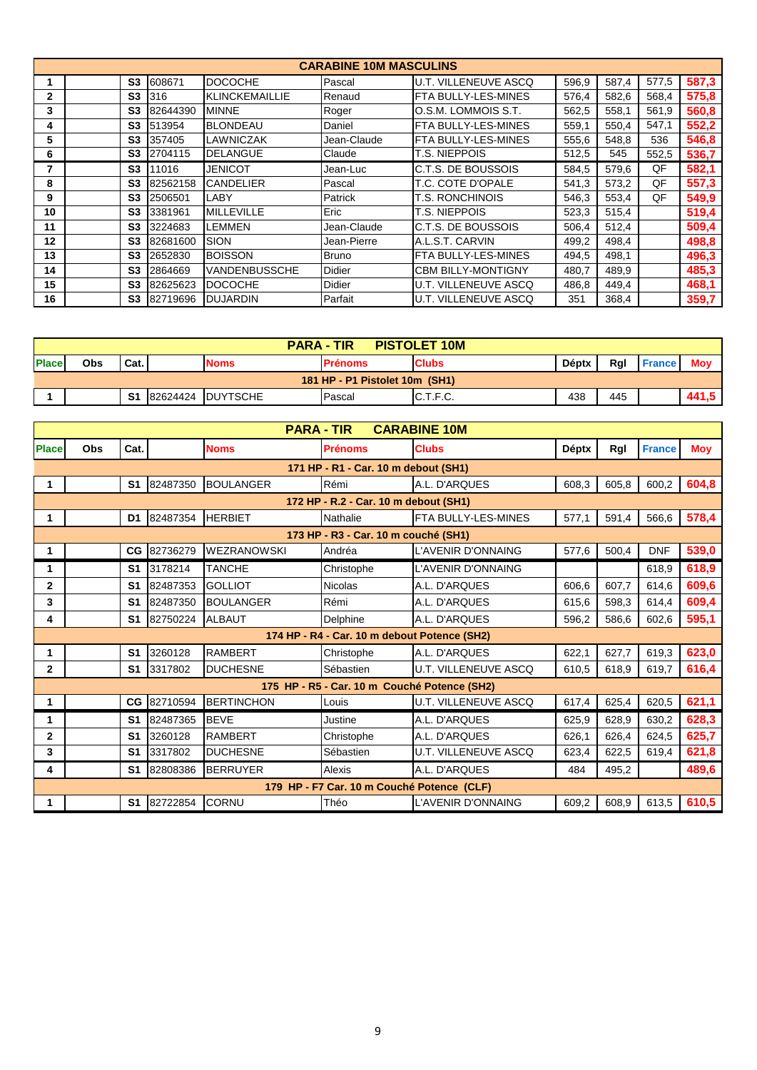| CARABINE 10M MASCULINS | | | | | | | | | | |
|---|---|---|---|---|---|---|---|---|---|---|
| 1 | | S3 | 608671 | DOCOCHE | Pascal | U.T. VILLENEUVE ASCQ | 596,9 | 587,4 | 577,5 | 587,3 |
| 2 | | S3 | 316 | KLINCKEMAILLIE | Renaud | FTA BULLY-LES-MINES | 576,4 | 582,6 | 568,4 | 575,8 |
| 3 | | S3 | 82644390 | MINNE | Roger | O.S.M. LOMMOIS S.T. | 562,5 | 558,1 | 561,9 | 560,8 |
| 4 | | S3 | 513954 | BLONDEAU | Daniel | FTA BULLY-LES-MINES | 559,1 | 550,4 | 547,1 | 552,2 |
| 5 | | S3 | 357405 | LAWNICZAK | Jean-Claude | FTA BULLY-LES-MINES | 555,6 | 548,8 | 536 | 546,8 |
| 6 | | S3 | 2704115 | DELANGUE | Claude | T.S. NIEPPOIS | 512,5 | 545 | 552,5 | 536,7 |
| 7 | | S3 | 11016 | JENICOT | Jean-Luc | C.T.S. DE BOUSSOIS | 584,5 | 579,6 | QF | 582,1 |
| 8 | | S3 | 82562158 | CANDELIER | Pascal | T.C. COTE D'OPALE | 541,3 | 573,2 | QF | 557,3 |
| 9 | | S3 | 2506501 | LABY | Patrick | T.S. RONCHINOIS | 546,3 | 553,4 | QF | 549,9 |
| 10 | | S3 | 3381961 | MILLEVILLE | Eric | T.S. NIEPPOIS | 523,3 | 515,4 | | 519,4 |
| 11 | | S3 | 3224683 | LEMMEN | Jean-Claude | C.T.S. DE BOUSSOIS | 506,4 | 512,4 | | 509,4 |
| 12 | | S3 | 82681600 | SION | Jean-Pierre | A.L.S.T. CARVIN | 499,2 | 498,4 | | 498,8 |
| 13 | | S3 | 2652830 | BOISSON | Bruno | FTA BULLY-LES-MINES | 494,5 | 498,1 | | 496,3 |
| 14 | | S3 | 2864669 | VANDENBUSSCHE | Didier | CBM BILLY-MONTIGNY | 480,7 | 489,9 | | 485,3 |
| 15 | | S3 | 82625623 | DOCOCHE | Didier | U.T. VILLENEUVE ASCQ | 486,8 | 449,4 | | 468,1 |
| 16 | | S3 | 82719696 | DUJARDIN | Parfait | U.T. VILLENEUVE ASCQ | 351 | 368,4 | | 359,7 |

| PARA - TIR PISTOLET 10M | | | | | | | | | | |
|---|---|---|---|---|---|---|---|---|---|---|
| Place | Obs | Cat. | | Noms | Prénoms | Clubs | Déptx | Rgl | France | Moy |
| 181 HP - P1 Pistolet 10m (SH1) | | | | | | | | | | |
| 1 | | S1 | 82624424 | DUYTSCHE | Pascal | C.T.F.C. | 438 | 445 | | 441,5 |

| PARA - TIR CARABINE 10M | | | | | | | | | | |
|---|---|---|---|---|---|---|---|---|---|---|
| Place | Obs | Cat. | | Noms | Prénoms | Clubs | Déptx | Rgl | France | Moy |
| 171 HP - R1 - Car. 10 m debout (SH1) | | | | | | | | | | |
| 1 | | S1 | 82487350 | BOULANGER | Rémi | A.L. D'ARQUES | 608,3 | 605,8 | 600,2 | 604,8 |
| 172 HP - R.2 - Car. 10 m debout (SH1) | | | | | | | | | | |
| 1 | | D1 | 82487354 | HERBIET | Nathalie | FTA BULLY-LES-MINES | 577,1 | 591,4 | 566,6 | 578,4 |
| 173 HP - R3 - Car. 10 m couché (SH1) | | | | | | | | | | |
| 1 | | CG | 82736279 | WEZRANOWSKI | Andréa | L'AVENIR D'ONNAING | 577,6 | 500,4 | DNF | 539,0 |
| 1 | | S1 | 3178214 | TANCHE | Christophe | L'AVENIR D'ONNAING | | | 618,9 | 618,9 |
| 2 | | S1 | 82487353 | GOLLIOT | Nicolas | A.L. D'ARQUES | 606,6 | 607,7 | 614,6 | 609,6 |
| 3 | | S1 | 82487350 | BOULANGER | Rémi | A.L. D'ARQUES | 615,6 | 598,3 | 614,4 | 609,4 |
| 4 | | S1 | 82750224 | ALBAUT | Delphine | A.L. D'ARQUES | 596,2 | 586,6 | 602,6 | 595,1 |
| 174 HP - R4 - Car. 10 m debout Potence (SH2) | | | | | | | | | | |
| 1 | | S1 | 3260128 | RAMBERT | Christophe | A.L. D'ARQUES | 622,1 | 627,7 | 619,3 | 623,0 |
| 2 | | S1 | 3317802 | DUCHESNE | Sébastien | U.T. VILLENEUVE ASCQ | 610,5 | 618,9 | 619,7 | 616,4 |
| 175 HP - R5 - Car. 10 m Couché Potence (SH2) | | | | | | | | | | |
| 1 | | CG | 82710594 | BERTINCHON | Louis | U.T. VILLENEUVE ASCQ | 617,4 | 625,4 | 620,5 | 621,1 |
| 1 | | S1 | 82487365 | BEVE | Justine | A.L. D'ARQUES | 625,9 | 628,9 | 630,2 | 628,3 |
| 2 | | S1 | 3260128 | RAMBERT | Christophe | A.L. D'ARQUES | 626,1 | 626,4 | 624,5 | 625,7 |
| 3 | | S1 | 3317802 | DUCHESNE | Sébastien | U.T. VILLENEUVE ASCQ | 623,4 | 622,5 | 619,4 | 621,8 |
| 4 | | S1 | 82808386 | BERRUYER | Alexis | A.L. D'ARQUES | 484 | 495,2 | | 489,6 |
| 179 HP - F7 Car. 10 m Couché Potence (CLF) | | | | | | | | | | |
| 1 | | S1 | 82722854 | CORNU | Théo | L'AVENIR D'ONNAING | 609,2 | 608,9 | 613,5 | 610,5 |